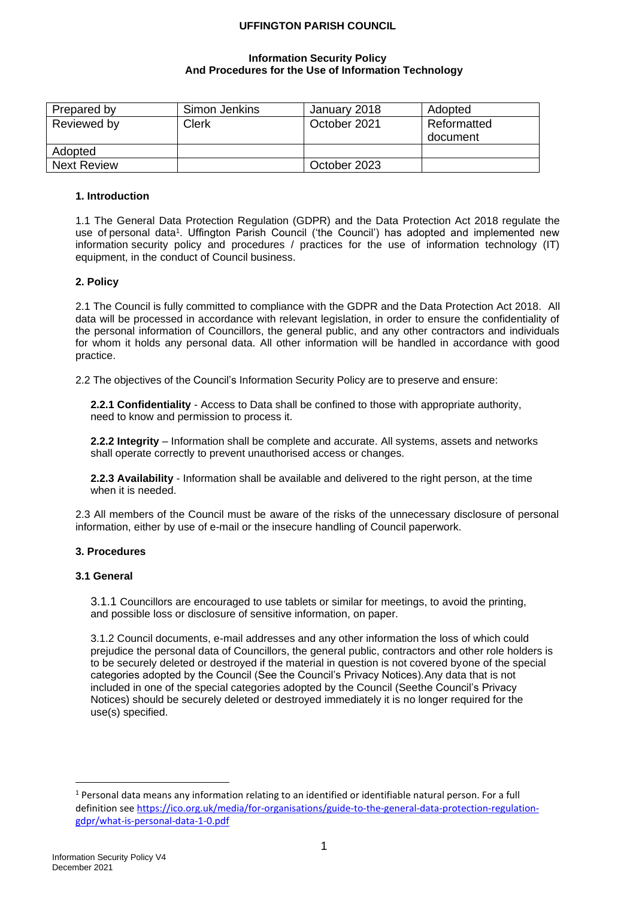# UFFINGTON PARISH COUNCIL

## Information Security Policy
## And Procedures for the Use of Information Technology

| Prepared by | Simon Jenkins | January 2018 | Adopted |
|---|---|---|---|
| Reviewed by | Clerk | October 2021 | Reformatted document |
| Adopted | | | |
| Next Review | | October 2023 | |

### 1. Introduction

1.1 The General Data Protection Regulation (GDPR) and the Data Protection Act 2018 regulate the use of personal data[1]. Uffington Parish Council ('the Council') has adopted and implemented new information security policy and procedures / practices for the use of information technology (IT) equipment, in the conduct of Council business.

### 2. Policy

2.1 The Council is fully committed to compliance with the GDPR and the Data Protection Act 2018. All data will be processed in accordance with relevant legislation, in order to ensure the confidentiality of the personal information of Councillors, the general public, and any other contractors and individuals for whom it holds any personal data. All other information will be handled in accordance with good practice.

2.2 The objectives of the Council's Information Security Policy are to preserve and ensure:

**2.2.1 Confidentiality** - Access to Data shall be confined to those with appropriate authority, need to know and permission to process it.

**2.2.2 Integrity** – Information shall be complete and accurate. All systems, assets and networks shall operate correctly to prevent unauthorised access or changes.

**2.2.3 Availability** - Information shall be available and delivered to the right person, at the time when it is needed.

2.3 All members of the Council must be aware of the risks of the unnecessary disclosure of personal information, either by use of e-mail or the insecure handling of Council paperwork.

### 3. Procedures

#### 3.1 General

3.1.1 Councillors are encouraged to use tablets or similar for meetings, to avoid the printing, and possible loss or disclosure of sensitive information, on paper.

3.1.2 Council documents, e-mail addresses and any other information the loss of which could prejudice the personal data of Councillors, the general public, contractors and other role holders is to be securely deleted or destroyed if the material in question is not covered byone of the special categories adopted by the Council (See the Council's Privacy Notices).Any data that is not included in one of the special categories adopted by the Council (Seethe Council's Privacy Notices) should be securely deleted or destroyed immediately it is no longer required for the use(s) specified.

---

[1] Personal data means any information relating to an identified or identifiable natural person. For a full definition see https://ico.org.uk/media/for-organisations/guide-to-the-general-data-protection-regulation-gdpr/what-is-personal-data-1-0.pdf

Information Security Policy V4
December 2021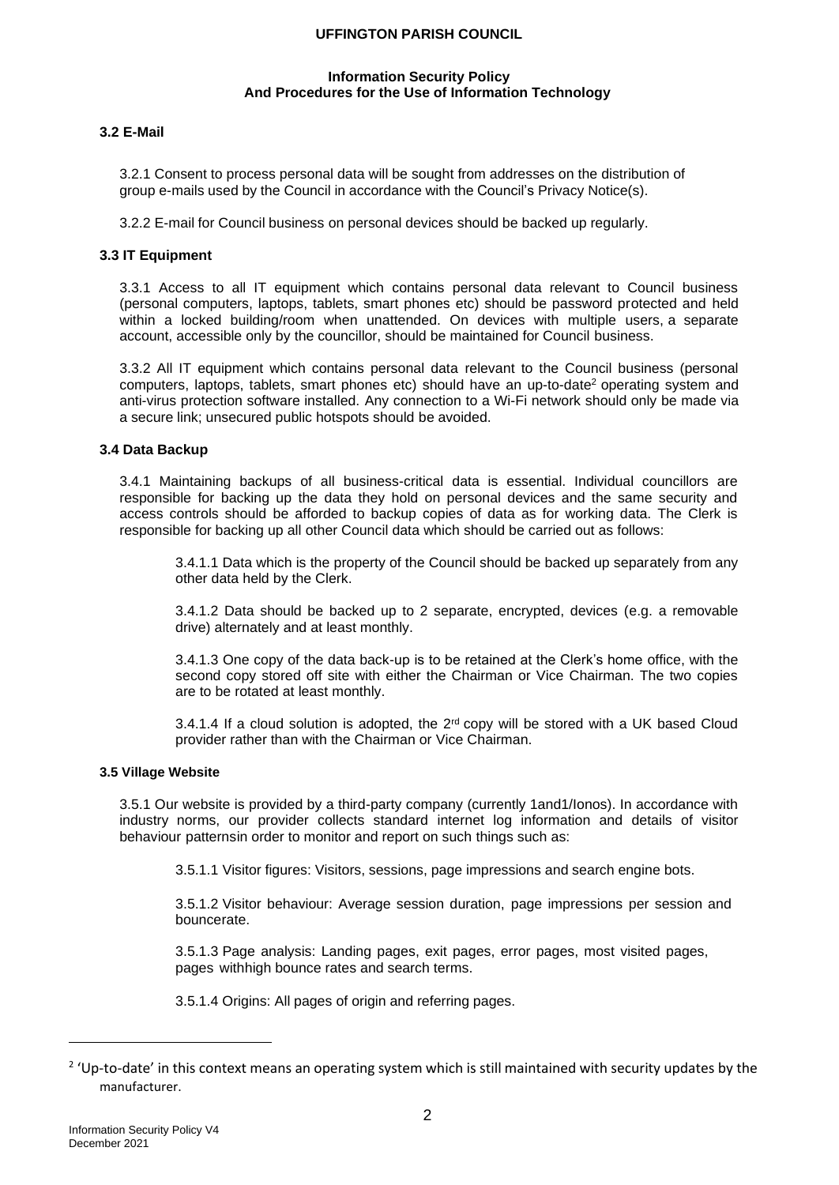### 3.2 E-Mail

3.2.1 Consent to process personal data will be sought from addresses on the distribution of group e-mails used by the Council in accordance with the Council's Privacy Notice(s).

3.2.2 E-mail for Council business on personal devices should be backed up regularly.

### 3.3 IT Equipment

3.3.1 Access to all IT equipment which contains personal data relevant to Council business (personal computers, laptops, tablets, smart phones etc) should be password protected and held within a locked building/room when unattended. On devices with multiple users, a separate account, accessible only by the councillor, should be maintained for Council business.

3.3.2 All IT equipment which contains personal data relevant to the Council business (personal computers, laptops, tablets, smart phones etc) should have an up-to-date[2] operating system and anti-virus protection software installed. Any connection to a Wi-Fi network should only be made via a secure link; unsecured public hotspots should be avoided.

### 3.4 Data Backup

3.4.1 Maintaining backups of all business-critical data is essential. Individual councillors are responsible for backing up the data they hold on personal devices and the same security and access controls should be afforded to backup copies of data as for working data. The Clerk is responsible for backing up all other Council data which should be carried out as follows:

3.4.1.1 Data which is the property of the Council should be backed up separately from any other data held by the Clerk.

3.4.1.2 Data should be backed up to 2 separate, encrypted, devices (e.g. a removable drive) alternately and at least monthly.

3.4.1.3 One copy of the data back-up is to be retained at the Clerk's home office, with the second copy stored off site with either the Chairman or Vice Chairman. The two copies are to be rotated at least monthly.

3.4.1.4 If a cloud solution is adopted, the 2nd copy will be stored with a UK based Cloud provider rather than with the Chairman or Vice Chairman.

### 3.5 Village Website

3.5.1 Our website is provided by a third-party company (currently 1and1/Ionos). In accordance with industry norms, our provider collects standard internet log information and details of visitor behaviour patternsin order to monitor and report on such things such as:

3.5.1.1 Visitor figures: Visitors, sessions, page impressions and search engine bots.

3.5.1.2 Visitor behaviour: Average session duration, page impressions per session and bouncerate.

3.5.1.3 Page analysis: Landing pages, exit pages, error pages, most visited pages, pages withhigh bounce rates and search terms.

3.5.1.4 Origins: All pages of origin and referring pages.

---

[2] 'Up-to-date' in this context means an operating system which is still maintained with security updates by the manufacturer.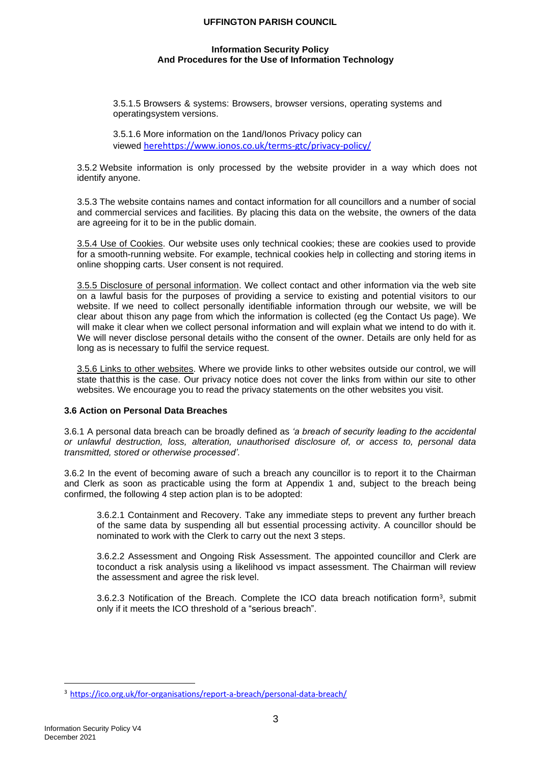3.5.1.5 Browsers & systems: Browsers, browser versions, operating systems and operatingsystem versions.

3.5.1.6 More information on the 1and/Ionos Privacy policy can viewed herehttps://www.ionos.co.uk/terms-gtc/privacy-policy/

3.5.2 Website information is only processed by the website provider in a way which does not identify anyone.

3.5.3 The website contains names and contact information for all councillors and a number of social and commercial services and facilities. By placing this data on the website, the owners of the data are agreeing for it to be in the public domain.

3.5.4 Use of Cookies. Our website uses only technical cookies; these are cookies used to provide for a smooth-running website. For example, technical cookies help in collecting and storing items in online shopping carts. User consent is not required.

3.5.5 Disclosure of personal information. We collect contact and other information via the web site on a lawful basis for the purposes of providing a service to existing and potential visitors to our website. If we need to collect personally identifiable information through our website, we will be clear about thison any page from which the information is collected (eg the Contact Us page). We will make it clear when we collect personal information and will explain what we intend to do with it. We will never disclose personal details witho the consent of the owner. Details are only held for as long as is necessary to fulfil the service request.

3.5.6 Links to other websites. Where we provide links to other websites outside our control, we will state thatthis is the case. Our privacy notice does not cover the links from within our site to other websites. We encourage you to read the privacy statements on the other websites you visit.

**3.6 Action on Personal Data Breaches**

3.6.1 A personal data breach can be broadly defined as *'a breach of security leading to the accidental or unlawful destruction, loss, alteration, unauthorised disclosure of, or access to, personal data transmitted, stored or otherwise processed'.*

3.6.2 In the event of becoming aware of such a breach any councillor is to report it to the Chairman and Clerk as soon as practicable using the form at Appendix 1 and, subject to the breach being confirmed, the following 4 step action plan is to be adopted:

3.6.2.1 Containment and Recovery. Take any immediate steps to prevent any further breach of the same data by suspending all but essential processing activity. A councillor should be nominated to work with the Clerk to carry out the next 3 steps.

3.6.2.2 Assessment and Ongoing Risk Assessment. The appointed councillor and Clerk are toconduct a risk analysis using a likelihood vs impact assessment. The Chairman will review the assessment and agree the risk level.

3.6.2.3 Notification of the Breach. Complete the ICO data breach notification form[3], submit only if it meets the ICO threshold of a "serious breach".

[3] https://ico.org.uk/for-organisations/report-a-breach/personal-data-breach/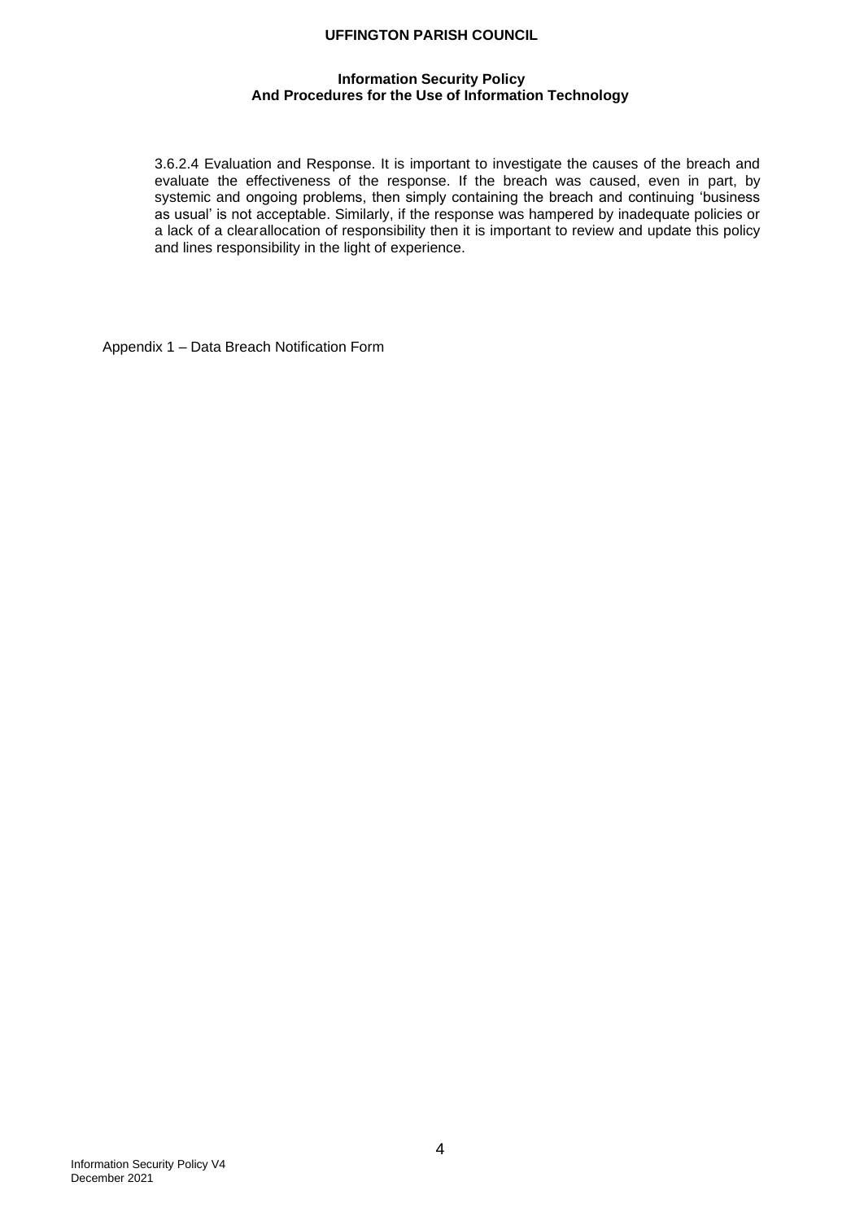3.6.2.4 Evaluation and Response. It is important to investigate the causes of the breach and evaluate the effectiveness of the response. If the breach was caused, even in part, by systemic and ongoing problems, then simply containing the breach and continuing 'business as usual' is not acceptable. Similarly, if the response was hampered by inadequate policies or a lack of a clearallocation of responsibility then it is important to review and update this policy and lines responsibility in the light of experience.

Appendix 1 – Data Breach Notification Form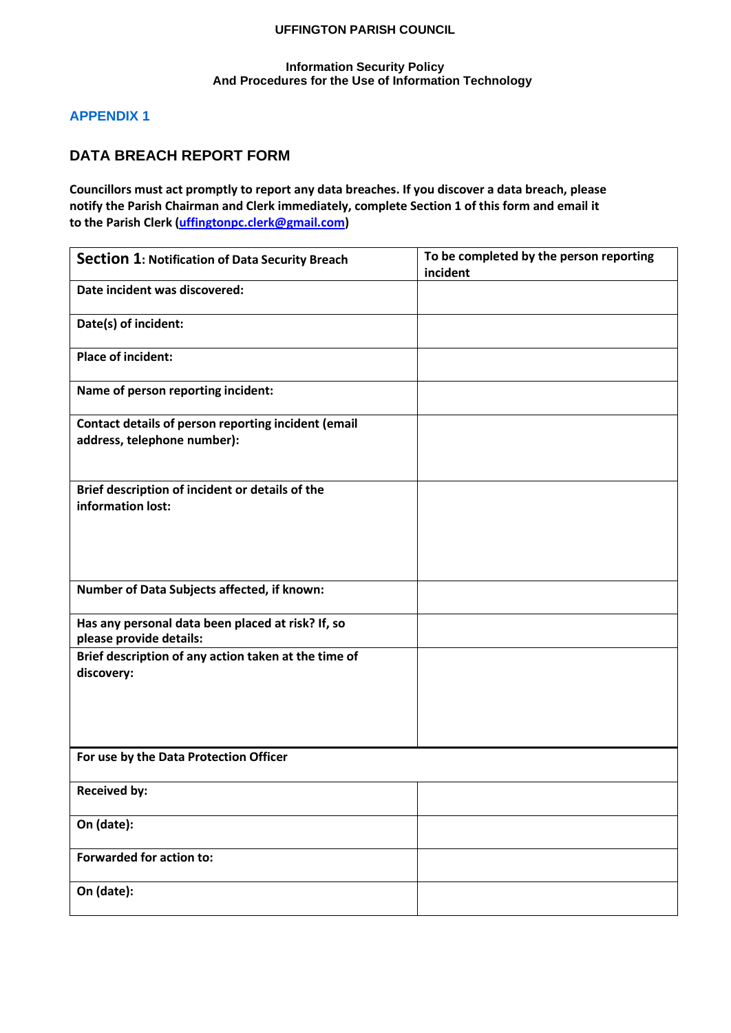UFFINGTON PARISH COUNCIL

**Information Security Policy**
**And Procedures for the Use of Information Technology**

## APPENDIX 1

## DATA BREACH REPORT FORM

**Councillors must act promptly to report any data breaches. If you discover a data breach, please notify the Parish Chairman and Clerk immediately, complete Section 1 of this form and email it to the Parish Clerk ([uffingtonpc.clerk@gmail.com](mailto:uffingtonpc.clerk@gmail.com))**

| **Section 1: Notification of Data Security Breach** | **To be completed by the person reporting incident** |
|---|---|
| **Date incident was discovered:** | |
| **Date(s) of incident:** | |
| **Place of incident:** | |
| **Name of person reporting incident:** | |
| **Contact details of person reporting incident (email address, telephone number):** | |
| **Brief description of incident or details of the information lost:** | |
| **Number of Data Subjects affected, if known:** | |
| **Has any personal data been placed at risk? If, so please provide details:** | |
| **Brief description of any action taken at the time of discovery:** | |
| **For use by the Data Protection Officer** | |
| **Received by:** | |
| **On (date):** | |
| **Forwarded for action to:** | |
| **On (date):** | |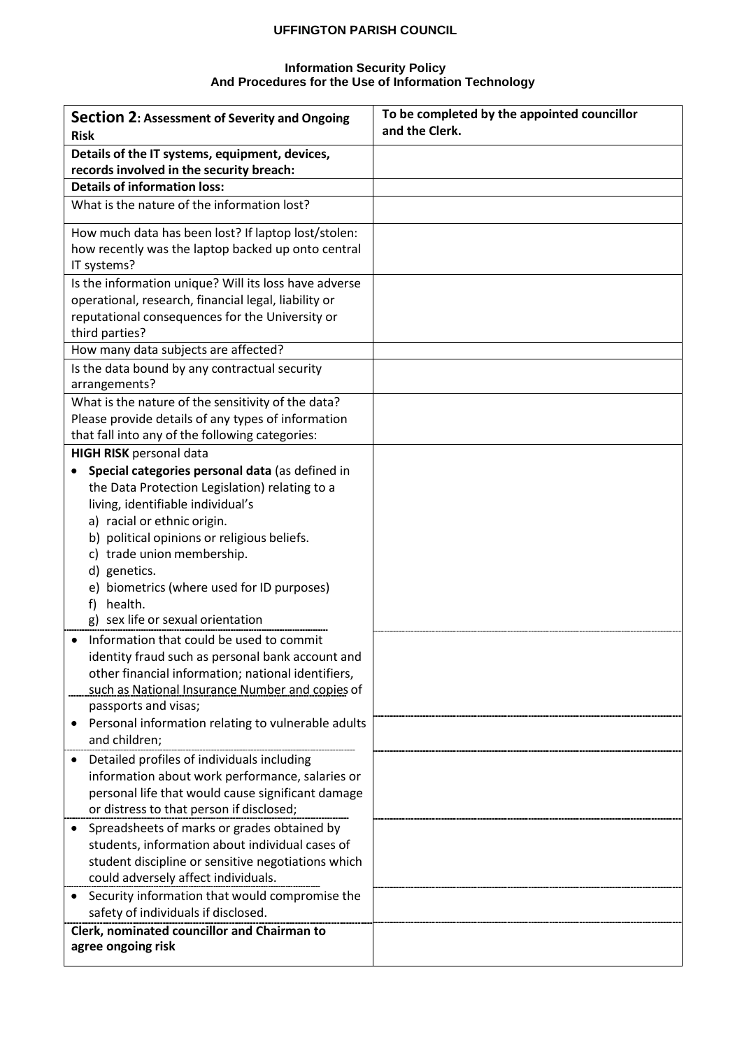**UFFINGTON PARISH COUNCIL**

**Information Security Policy**
**And Procedures for the Use of Information Technology**

| **Section 2: Assessment of Severity and Ongoing Risk** | **To be completed by the appointed councillor and the Clerk.** |
|---|---|
| **Details of the IT systems, equipment, devices, records involved in the security breach:** | |
| **Details of information loss:** | |
| What is the nature of the information lost? | |
| How much data has been lost? If laptop lost/stolen: how recently was the laptop backed up onto central IT systems? | |
| Is the information unique? Will its loss have adverse operational, research, financial legal, liability or reputational consequences for the University or third parties? | |
| How many data subjects are affected? | |
| Is the data bound by any contractual security arrangements? | |
| What is the nature of the sensitivity of the data? Please provide details of any types of information that fall into any of the following categories: | |
| **HIGH RISK** personal data<br>• **Special categories personal data** (as defined in the Data Protection Legislation) relating to a living, identifiable individual's<br>a) racial or ethnic origin.<br>b) political opinions or religious beliefs.<br>c) trade union membership.<br>d) genetics.<br>e) biometrics (where used for ID purposes)<br>f) health.<br>g) sex life or sexual orientation | |
| • Information that could be used to commit identity fraud such as personal bank account and other financial information; national identifiers, such as National Insurance Number and copies of passports and visas; | |
| • Personal information relating to vulnerable adults and children; | |
| • Detailed profiles of individuals including information about work performance, salaries or personal life that would cause significant damage or distress to that person if disclosed; | |
| • Spreadsheets of marks or grades obtained by students, information about individual cases of student discipline or sensitive negotiations which could adversely affect individuals. | |
| • Security information that would compromise the safety of individuals if disclosed. | |
| **Clerk, nominated councillor and Chairman to agree ongoing risk** | |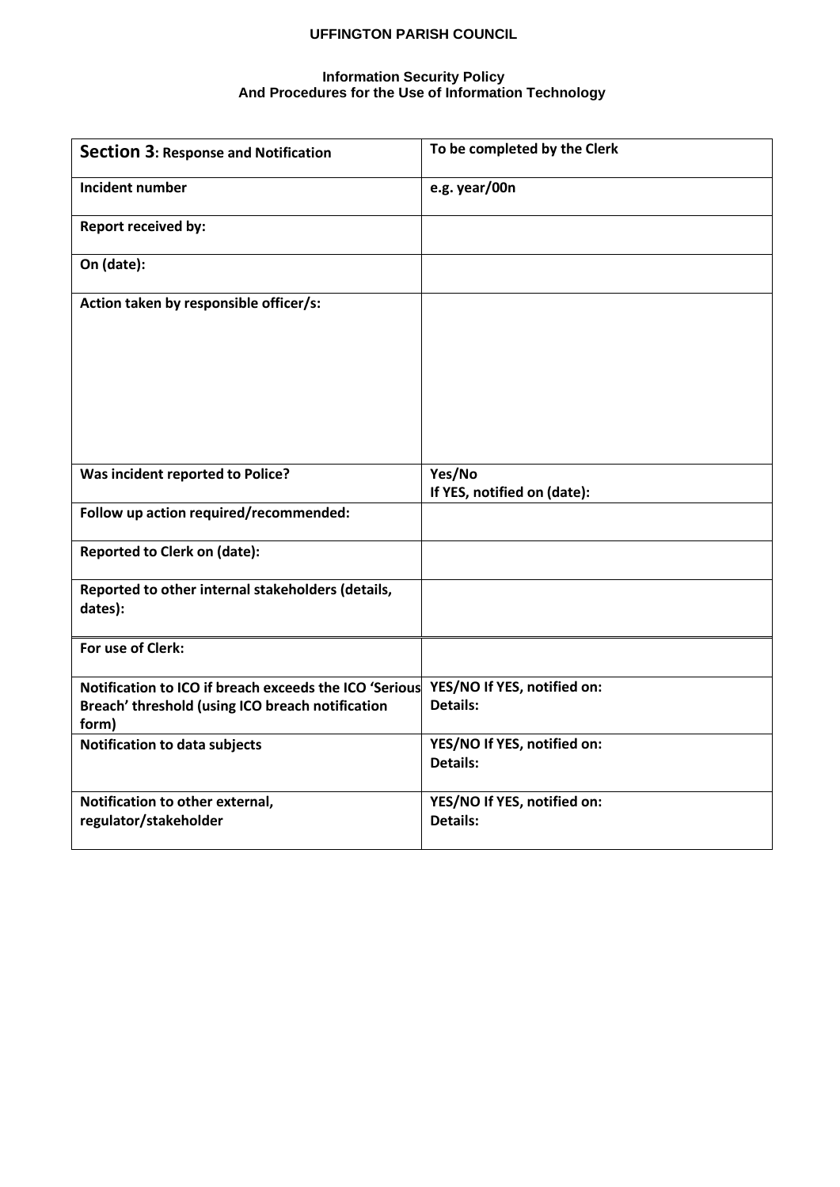| **Section 3: Response and Notification** | **To be completed by the Clerk** |
|---|---|
| **Incident number** | **e.g. year/00n** |
| **Report received by:** | |
| **On (date):** | |
| **Action taken by responsible officer/s:** | |
| **Was incident reported to Police?** | **Yes/No**<br>**If YES, notified on (date):** |
| **Follow up action required/recommended:** | |
| **Reported to Clerk on (date):** | |
| **Reported to other internal stakeholders (details, dates):** | |
| **For use of Clerk:** | |
| **Notification to ICO if breach exceeds the ICO 'Serious Breach' threshold (using ICO breach notification form)** | **YES/NO If YES, notified on:**<br>**Details:** |
| **Notification to data subjects** | **YES/NO If YES, notified on:**<br>**Details:** |
| **Notification to other external, regulator/stakeholder** | **YES/NO If YES, notified on:**<br>**Details:** |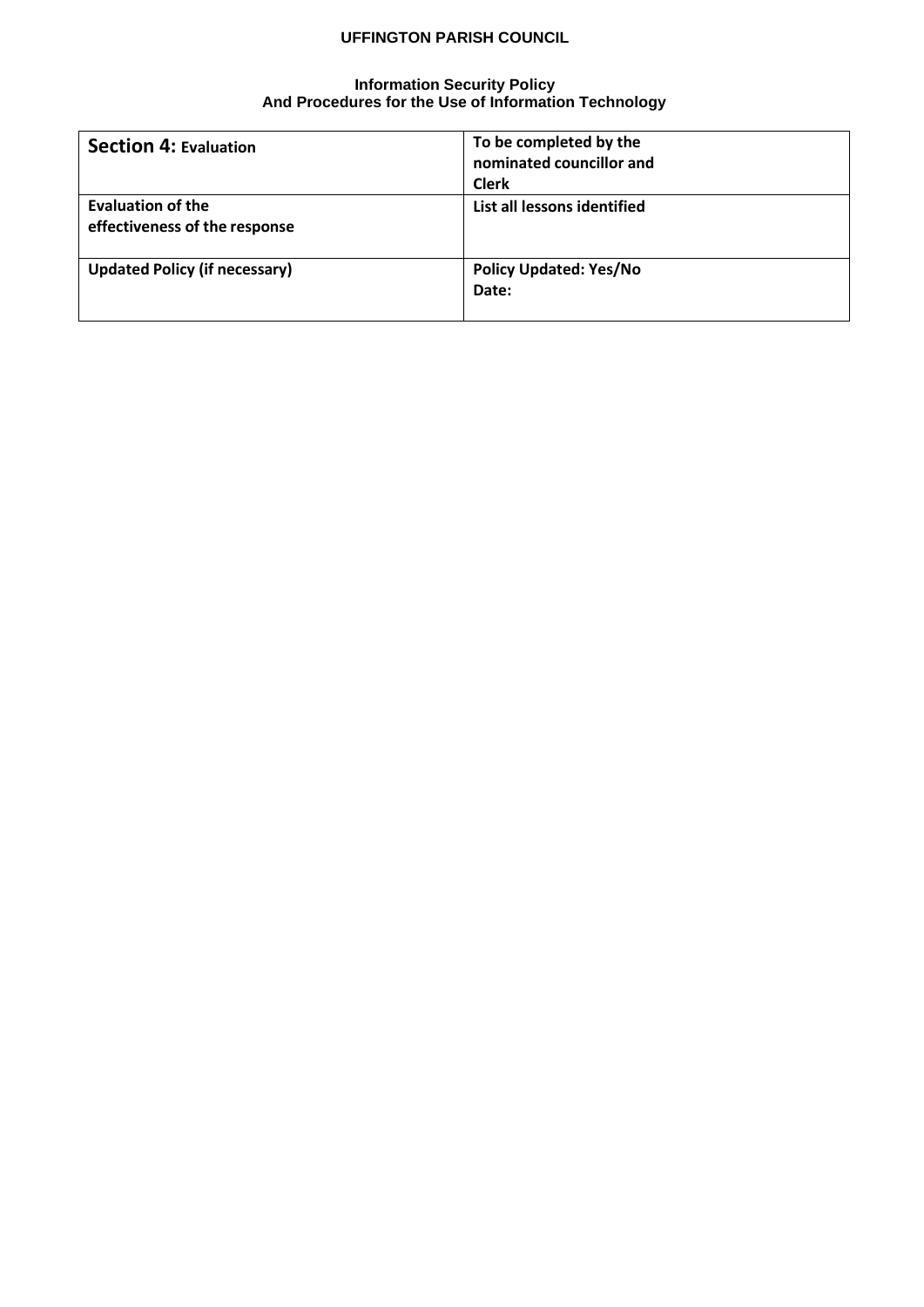| | |
|---|---|
| **Section 4:** **Evaluation** | **To be completed by the nominated councillor and Clerk** |
| **Evaluation of the effectiveness of the response** | **List all lessons identified** |
| **Updated Policy (if necessary)** | **Policy Updated: Yes/No**<br>**Date:** |